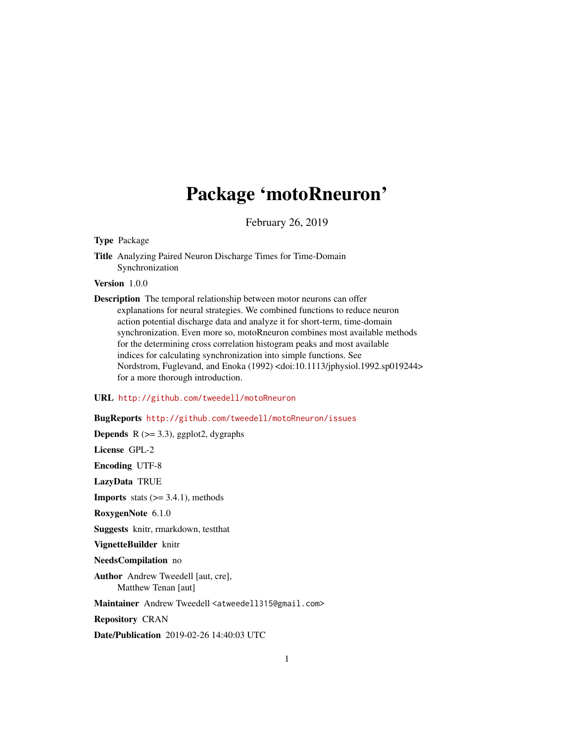# Package 'motoRneuron'

February 26, 2019

**Type** Package

**Title** Analyzing Paired Neuron Discharge Times for Time-Domain Synchronization

**Version** 1.0.0

**Description** The temporal relationship between motor neurons can offer explanations for neural strategies. We combined functions to reduce neuron action potential discharge data and analyze it for short-term, time-domain synchronization. Even more so, motoRneuron combines most available methods for the determining cross correlation histogram peaks and most available indices for calculating synchronization into simple functions. See Nordstrom, Fuglevand, and Enoka (1992) <doi:10.1113/jphysiol.1992.sp019244> for a more thorough introduction.

**URL** http://github.com/tweedell/motoRneuron

**BugReports** http://github.com/tweedell/motoRneuron/issues

**Depends** R (>= 3.3), ggplot2, dygraphs

**License** GPL-2

**Encoding** UTF-8

**LazyData** TRUE

**Imports** stats (>= 3.4.1), methods

**RoxygenNote** 6.1.0

**Suggests** knitr, rmarkdown, testthat

**VignetteBuilder** knitr

**NeedsCompilation** no

**Author** Andrew Tweedell [aut, cre], Matthew Tenan [aut]

**Maintainer** Andrew Tweedell <atweedell315@gmail.com>

**Repository** CRAN

**Date/Publication** 2019-02-26 14:40:03 UTC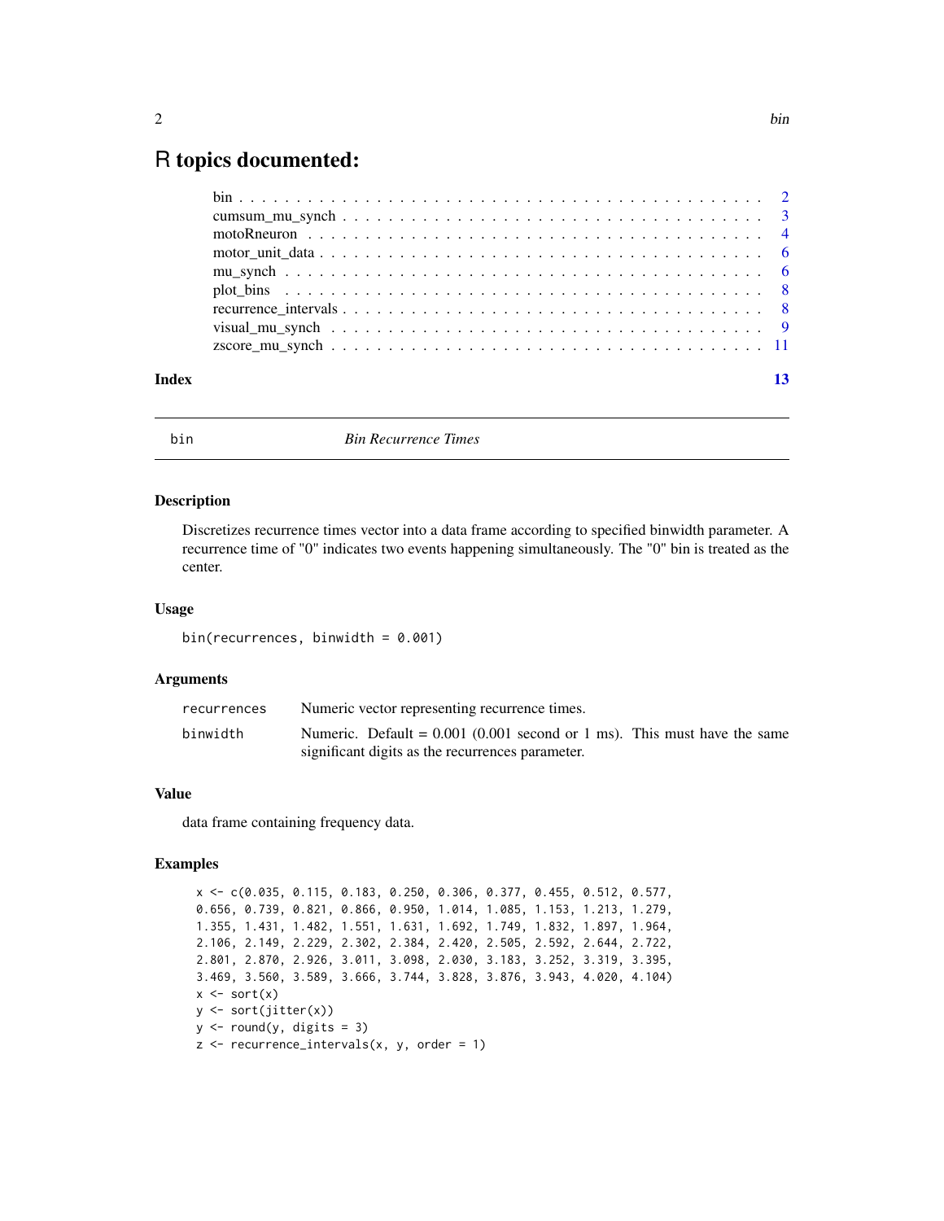# R topics documented:

- bin . . . . . . . . . . . . . . . . . . . . . . . . . . . . . . . . . . . . . . . . . . . 2
- cumsum_mu_synch . . . . . . . . . . . . . . . . . . . . . . . . . . . . . . . . . . . 3
- motoRneuron . . . . . . . . . . . . . . . . . . . . . . . . . . . . . . . . . . . . . . 4
- motor_unit_data . . . . . . . . . . . . . . . . . . . . . . . . . . . . . . . . . . . . 6
- mu_synch . . . . . . . . . . . . . . . . . . . . . . . . . . . . . . . . . . . . . . . 6
- plot_bins . . . . . . . . . . . . . . . . . . . . . . . . . . . . . . . . . . . . . . . 8
- recurrence_intervals . . . . . . . . . . . . . . . . . . . . . . . . . . . . . . . . . 8
- visual_mu_synch . . . . . . . . . . . . . . . . . . . . . . . . . . . . . . . . . . . 9
- zscore_mu_synch . . . . . . . . . . . . . . . . . . . . . . . . . . . . . . . . . . . 11

**Index** 13

---

`bin` *Bin Recurrence Times*

---

### Description

Discretizes recurrence times vector into a data frame according to specified binwidth parameter. A recurrence time of "0" indicates two events happening simultaneously. The "0" bin is treated as the center.

### Usage

```
bin(recurrences, binwidth = 0.001)
```

### Arguments

| | |
|---|---|
| `recurrences` | Numeric vector representing recurrence times. |
| `binwidth` | Numeric. Default = 0.001 (0.001 second or 1 ms). This must have the same significant digits as the recurrences parameter. |

### Value

data frame containing frequency data.

### Examples

```
x <- c(0.035, 0.115, 0.183, 0.250, 0.306, 0.377, 0.455, 0.512, 0.577,
0.656, 0.739, 0.821, 0.866, 0.950, 1.014, 1.085, 1.153, 1.213, 1.279,
1.355, 1.431, 1.482, 1.551, 1.631, 1.692, 1.749, 1.832, 1.897, 1.964,
2.106, 2.149, 2.229, 2.302, 2.384, 2.420, 2.505, 2.592, 2.644, 2.722,
2.801, 2.870, 2.926, 3.011, 3.098, 2.030, 3.183, 3.252, 3.319, 3.395,
3.469, 3.560, 3.589, 3.666, 3.744, 3.828, 3.876, 3.943, 4.020, 4.104)
x <- sort(x)
y <- sort(jitter(x))
y <- round(y, digits = 3)
z <- recurrence_intervals(x, y, order = 1)
```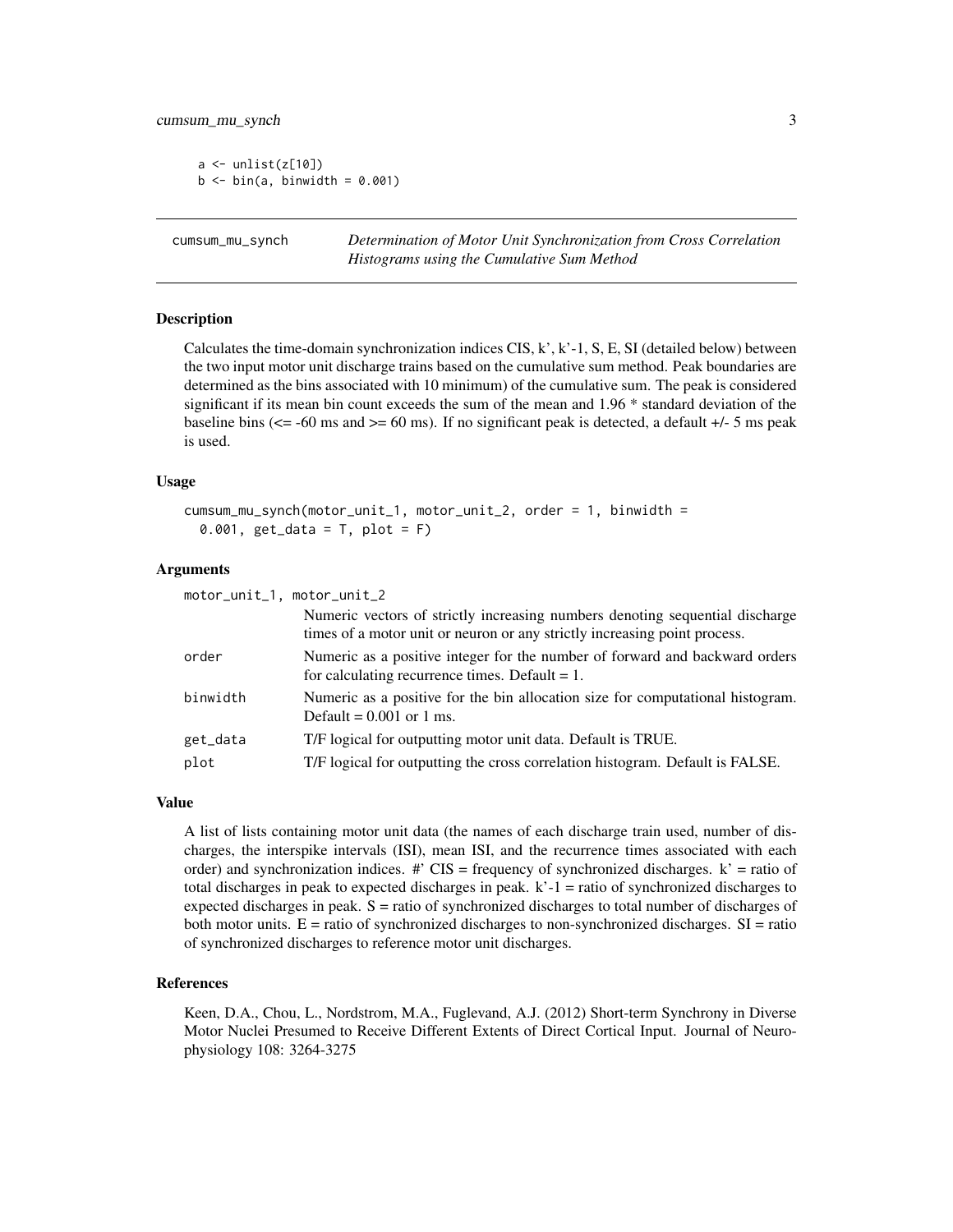```
a <- unlist(z[10])
b <- bin(a, binwidth = 0.001)
```

---

## cumsum_mu_synch

*Determination of Motor Unit Synchronization from Cross Correlation Histograms using the Cumulative Sum Method*

---

### Description

Calculates the time-domain synchronization indices CIS, k', k'-1, S, E, SI (detailed below) between the two input motor unit discharge trains based on the cumulative sum method. Peak boundaries are determined as the bins associated with 10 minimum) of the cumulative sum. The peak is considered significant if its mean bin count exceeds the sum of the mean and 1.96 * standard deviation of the baseline bins (<= -60 ms and >= 60 ms). If no significant peak is detected, a default +/- 5 ms peak is used.

### Usage

```
cumsum_mu_synch(motor_unit_1, motor_unit_2, order = 1, binwidth =
  0.001, get_data = T, plot = F)
```

### Arguments

| Argument | Description |
| --- | --- |
| motor_unit_1, motor_unit_2 | Numeric vectors of strictly increasing numbers denoting sequential discharge times of a motor unit or neuron or any strictly increasing point process. |
| order | Numeric as a positive integer for the number of forward and backward orders for calculating recurrence times. Default = 1. |
| binwidth | Numeric as a positive for the bin allocation size for computational histogram. Default = 0.001 or 1 ms. |
| get_data | T/F logical for outputting motor unit data. Default is TRUE. |
| plot | T/F logical for outputting the cross correlation histogram. Default is FALSE. |

### Value

A list of lists containing motor unit data (the names of each discharge train used, number of discharges, the interspike intervals (ISI), mean ISI, and the recurrence times associated with each order) and synchronization indices. #' CIS = frequency of synchronized discharges. k' = ratio of total discharges in peak to expected discharges in peak. k'-1 = ratio of synchronized discharges to expected discharges in peak. S = ratio of synchronized discharges to total number of discharges of both motor units. E = ratio of synchronized discharges to non-synchronized discharges. SI = ratio of synchronized discharges to reference motor unit discharges.

### References

Keen, D.A., Chou, L., Nordstrom, M.A., Fuglevand, A.J. (2012) Short-term Synchrony in Diverse Motor Nuclei Presumed to Receive Different Extents of Direct Cortical Input. Journal of Neurophysiology 108: 3264-3275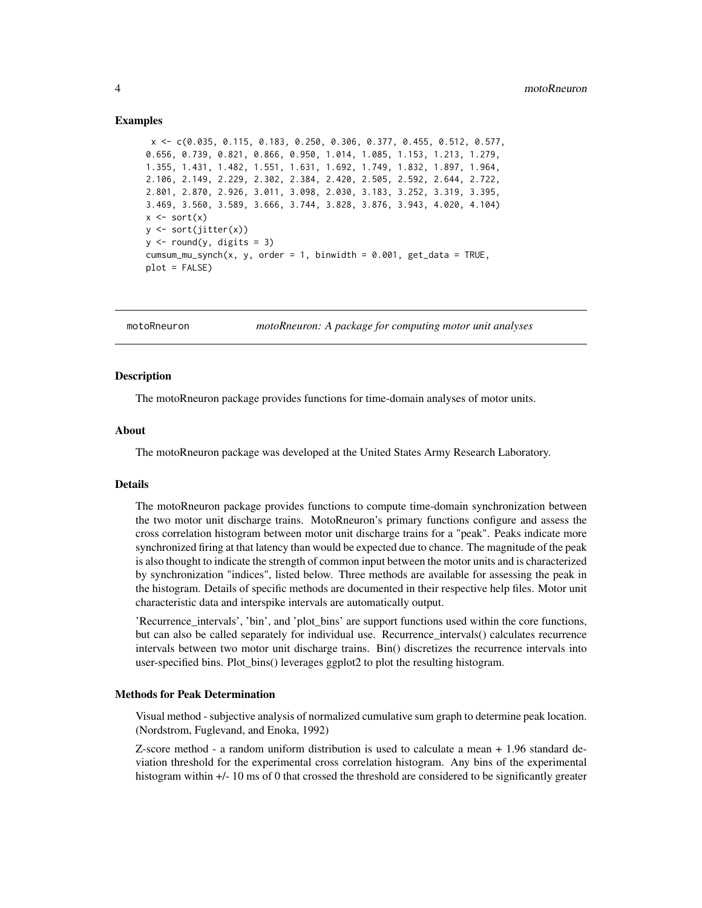### Examples

```
 x <- c(0.035, 0.115, 0.183, 0.250, 0.306, 0.377, 0.455, 0.512, 0.577,
0.656, 0.739, 0.821, 0.866, 0.950, 1.014, 1.085, 1.153, 1.213, 1.279,
1.355, 1.431, 1.482, 1.551, 1.631, 1.692, 1.749, 1.832, 1.897, 1.964,
2.106, 2.149, 2.229, 2.302, 2.384, 2.420, 2.505, 2.592, 2.644, 2.722,
2.801, 2.870, 2.926, 3.011, 3.098, 2.030, 3.183, 3.252, 3.319, 3.395,
3.469, 3.560, 3.589, 3.666, 3.744, 3.828, 3.876, 3.943, 4.020, 4.104)
x <- sort(x)
y <- sort(jitter(x))
y <- round(y, digits = 3)
cumsum_mu_synch(x, y, order = 1, binwidth = 0.001, get_data = TRUE,
plot = FALSE)
```

---

## motoRneuron — *motoRneuron: A package for computing motor unit analyses*

### Description

The motoRneuron package provides functions for time-domain analyses of motor units.

### About

The motoRneuron package was developed at the United States Army Research Laboratory.

### Details

The motoRneuron package provides functions to compute time-domain synchronization between the two motor unit discharge trains. MotoRneuron's primary functions configure and assess the cross correlation histogram between motor unit discharge trains for a "peak". Peaks indicate more synchronized firing at that latency than would be expected due to chance. The magnitude of the peak is also thought to indicate the strength of common input between the motor units and is characterized by synchronization "indices", listed below. Three methods are available for assessing the peak in the histogram. Details of specific methods are documented in their respective help files. Motor unit characteristic data and interspike intervals are automatically output.

'Recurrence_intervals', 'bin', and 'plot_bins' are support functions used within the core functions, but can also be called separately for individual use. Recurrence_intervals() calculates recurrence intervals between two motor unit discharge trains. Bin() discretizes the recurrence intervals into user-specified bins. Plot_bins() leverages ggplot2 to plot the resulting histogram.

### Methods for Peak Determination

Visual method - subjective analysis of normalized cumulative sum graph to determine peak location. (Nordstrom, Fuglevand, and Enoka, 1992)

Z-score method - a random uniform distribution is used to calculate a mean + 1.96 standard deviation threshold for the experimental cross correlation histogram. Any bins of the experimental histogram within +/- 10 ms of 0 that crossed the threshold are considered to be significantly greater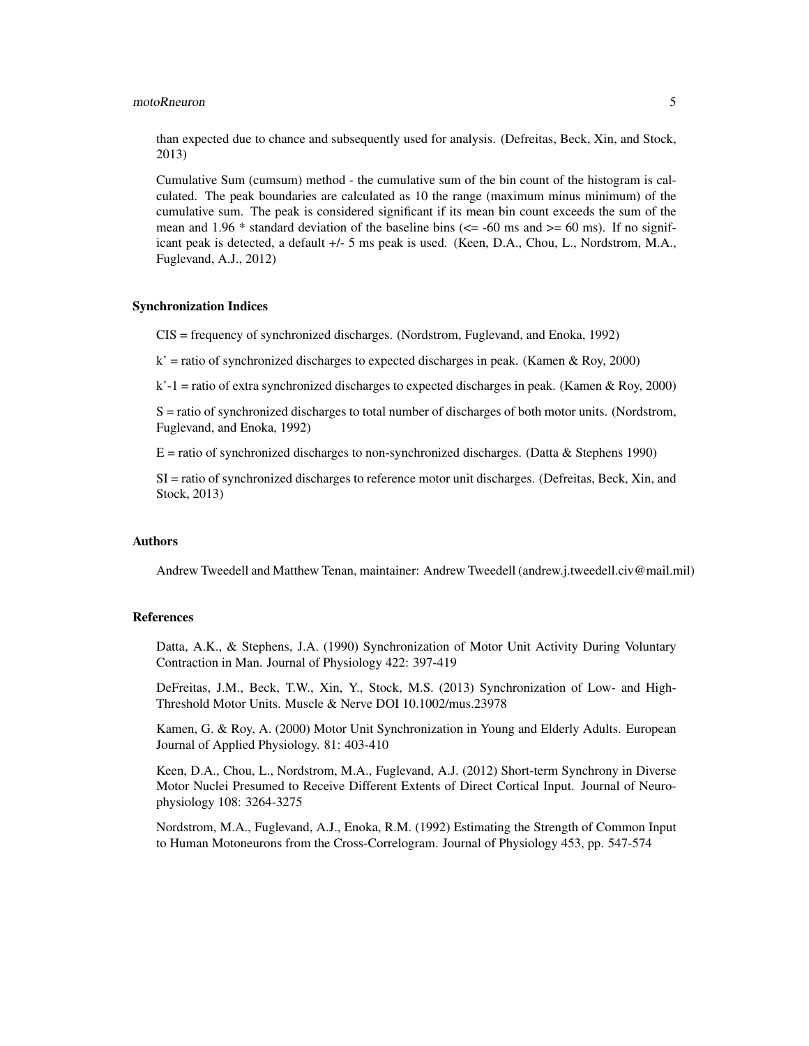than expected due to chance and subsequently used for analysis. (Defreitas, Beck, Xin, and Stock, 2013)

Cumulative Sum (cumsum) method - the cumulative sum of the bin count of the histogram is calculated. The peak boundaries are calculated as 10 the range (maximum minus minimum) of the cumulative sum. The peak is considered significant if its mean bin count exceeds the sum of the mean and 1.96 * standard deviation of the baseline bins (<= -60 ms and >= 60 ms). If no significant peak is detected, a default +/- 5 ms peak is used. (Keen, D.A., Chou, L., Nordstrom, M.A., Fuglevand, A.J., 2012)

### Synchronization Indices

CIS = frequency of synchronized discharges. (Nordstrom, Fuglevand, and Enoka, 1992)

k' = ratio of synchronized discharges to expected discharges in peak. (Kamen & Roy, 2000)

k'-1 = ratio of extra synchronized discharges to expected discharges in peak. (Kamen & Roy, 2000)

S = ratio of synchronized discharges to total number of discharges of both motor units. (Nordstrom, Fuglevand, and Enoka, 1992)

E = ratio of synchronized discharges to non-synchronized discharges. (Datta & Stephens 1990)

SI = ratio of synchronized discharges to reference motor unit discharges. (Defreitas, Beck, Xin, and Stock, 2013)

### Authors

Andrew Tweedell and Matthew Tenan, maintainer: Andrew Tweedell (andrew.j.tweedell.civ@mail.mil)

### References

Datta, A.K., & Stephens, J.A. (1990) Synchronization of Motor Unit Activity During Voluntary Contraction in Man. Journal of Physiology 422: 397-419

DeFreitas, J.M., Beck, T.W., Xin, Y., Stock, M.S. (2013) Synchronization of Low- and High-Threshold Motor Units. Muscle & Nerve DOI 10.1002/mus.23978

Kamen, G. & Roy, A. (2000) Motor Unit Synchronization in Young and Elderly Adults. European Journal of Applied Physiology. 81: 403-410

Keen, D.A., Chou, L., Nordstrom, M.A., Fuglevand, A.J. (2012) Short-term Synchrony in Diverse Motor Nuclei Presumed to Receive Different Extents of Direct Cortical Input. Journal of Neurophysiology 108: 3264-3275

Nordstrom, M.A., Fuglevand, A.J., Enoka, R.M. (1992) Estimating the Strength of Common Input to Human Motoneurons from the Cross-Correlogram. Journal of Physiology 453, pp. 547-574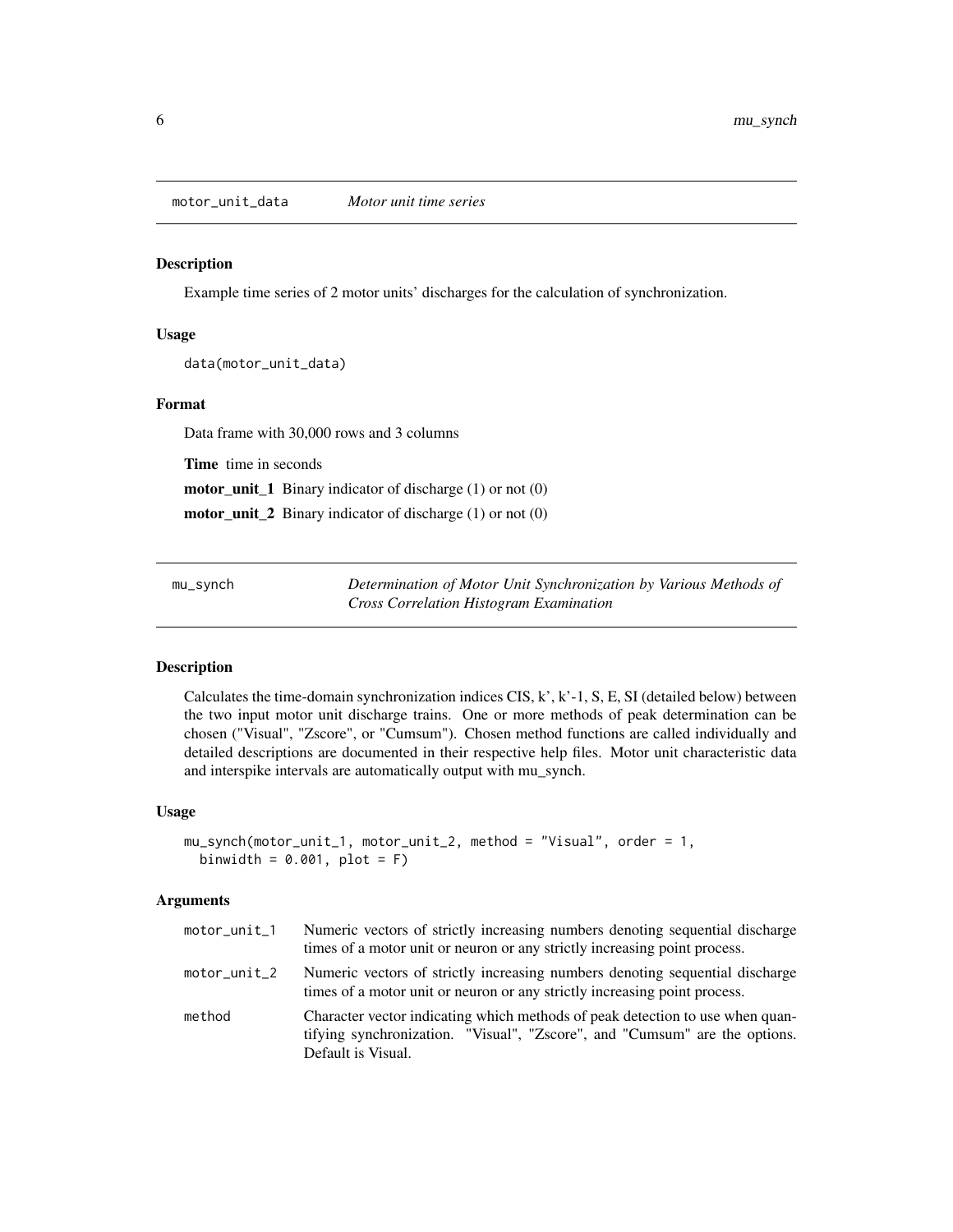## motor_unit_data *Motor unit time series*

### Description

Example time series of 2 motor units' discharges for the calculation of synchronization.

### Usage

```
data(motor_unit_data)
```

### Format

Data frame with 30,000 rows and 3 columns

**Time** time in seconds

**motor_unit_1** Binary indicator of discharge (1) or not (0)

**motor_unit_2** Binary indicator of discharge (1) or not (0)

## mu_synch *Determination of Motor Unit Synchronization by Various Methods of Cross Correlation Histogram Examination*

### Description

Calculates the time-domain synchronization indices CIS, k', k'-1, S, E, SI (detailed below) between the two input motor unit discharge trains. One or more methods of peak determination can be chosen ("Visual", "Zscore", or "Cumsum"). Chosen method functions are called individually and detailed descriptions are documented in their respective help files. Motor unit characteristic data and interspike intervals are automatically output with mu_synch.

### Usage

```
mu_synch(motor_unit_1, motor_unit_2, method = "Visual", order = 1,
  binwidth = 0.001, plot = F)
```

### Arguments

| | |
|---|---|
| motor_unit_1 | Numeric vectors of strictly increasing numbers denoting sequential discharge times of a motor unit or neuron or any strictly increasing point process. |
| motor_unit_2 | Numeric vectors of strictly increasing numbers denoting sequential discharge times of a motor unit or neuron or any strictly increasing point process. |
| method | Character vector indicating which methods of peak detection to use when quantifying synchronization. "Visual", "Zscore", and "Cumsum" are the options. Default is Visual. |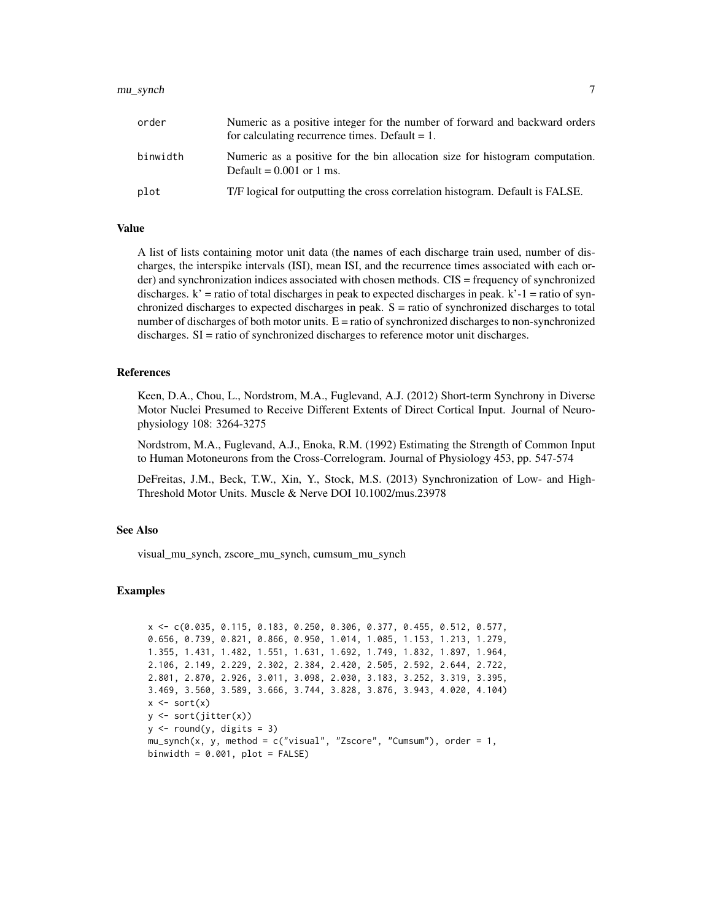| | |
|---|---|
| order | Numeric as a positive integer for the number of forward and backward orders for calculating recurrence times. Default = 1. |
| binwidth | Numeric as a positive for the bin allocation size for histogram computation. Default = 0.001 or 1 ms. |
| plot | T/F logical for outputting the cross correlation histogram. Default is FALSE. |

### Value

A list of lists containing motor unit data (the names of each discharge train used, number of discharges, the interspike intervals (ISI), mean ISI, and the recurrence times associated with each order) and synchronization indices associated with chosen methods. CIS = frequency of synchronized discharges. k' = ratio of total discharges in peak to expected discharges in peak. k'-1 = ratio of synchronized discharges to expected discharges in peak. S = ratio of synchronized discharges to total number of discharges of both motor units. E = ratio of synchronized discharges to non-synchronized discharges. SI = ratio of synchronized discharges to reference motor unit discharges.

### References

Keen, D.A., Chou, L., Nordstrom, M.A., Fuglevand, A.J. (2012) Short-term Synchrony in Diverse Motor Nuclei Presumed to Receive Different Extents of Direct Cortical Input. Journal of Neurophysiology 108: 3264-3275

Nordstrom, M.A., Fuglevand, A.J., Enoka, R.M. (1992) Estimating the Strength of Common Input to Human Motoneurons from the Cross-Correlogram. Journal of Physiology 453, pp. 547-574

DeFreitas, J.M., Beck, T.W., Xin, Y., Stock, M.S. (2013) Synchronization of Low- and High-Threshold Motor Units. Muscle & Nerve DOI 10.1002/mus.23978

### See Also

visual_mu_synch, zscore_mu_synch, cumsum_mu_synch

### Examples

```
x <- c(0.035, 0.115, 0.183, 0.250, 0.306, 0.377, 0.455, 0.512, 0.577,
0.656, 0.739, 0.821, 0.866, 0.950, 1.014, 1.085, 1.153, 1.213, 1.279,
1.355, 1.431, 1.482, 1.551, 1.631, 1.692, 1.749, 1.832, 1.897, 1.964,
2.106, 2.149, 2.229, 2.302, 2.384, 2.420, 2.505, 2.592, 2.644, 2.722,
2.801, 2.870, 2.926, 3.011, 3.098, 2.030, 3.183, 3.252, 3.319, 3.395,
3.469, 3.560, 3.589, 3.666, 3.744, 3.828, 3.876, 3.943, 4.020, 4.104)
x <- sort(x)
y <- sort(jitter(x))
y <- round(y, digits = 3)
mu_synch(x, y, method = c("visual", "Zscore", "Cumsum"), order = 1,
binwidth = 0.001, plot = FALSE)
```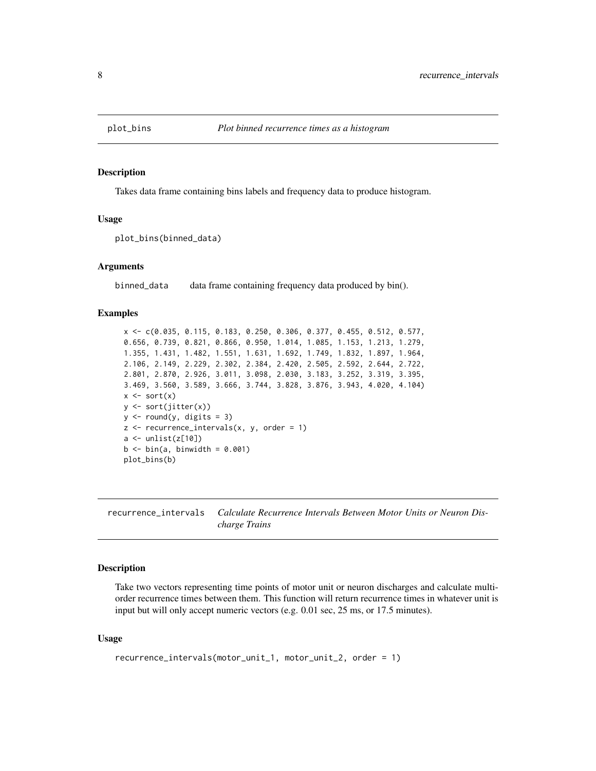## plot_bins    *Plot binned recurrence times as a histogram*

### Description

Takes data frame containing bins labels and frequency data to produce histogram.

### Usage

```
plot_bins(binned_data)
```

### Arguments

| | |
|---|---|
| binned_data | data frame containing frequency data produced by bin(). |

### Examples

```
x <- c(0.035, 0.115, 0.183, 0.250, 0.306, 0.377, 0.455, 0.512, 0.577,
0.656, 0.739, 0.821, 0.866, 0.950, 1.014, 1.085, 1.153, 1.213, 1.279,
1.355, 1.431, 1.482, 1.551, 1.631, 1.692, 1.749, 1.832, 1.897, 1.964,
2.106, 2.149, 2.229, 2.302, 2.384, 2.420, 2.505, 2.592, 2.644, 2.722,
2.801, 2.870, 2.926, 3.011, 3.098, 2.030, 3.183, 3.252, 3.319, 3.395,
3.469, 3.560, 3.589, 3.666, 3.744, 3.828, 3.876, 3.943, 4.020, 4.104)
x <- sort(x)
y <- sort(jitter(x))
y <- round(y, digits = 3)
z <- recurrence_intervals(x, y, order = 1)
a <- unlist(z[10])
b <- bin(a, binwidth = 0.001)
plot_bins(b)
```

## recurrence_intervals    *Calculate Recurrence Intervals Between Motor Units or Neuron Discharge Trains*

### Description

Take two vectors representing time points of motor unit or neuron discharges and calculate multi-order recurrence times between them. This function will return recurrence times in whatever unit is input but will only accept numeric vectors (e.g. 0.01 sec, 25 ms, or 17.5 minutes).

### Usage

```
recurrence_intervals(motor_unit_1, motor_unit_2, order = 1)
```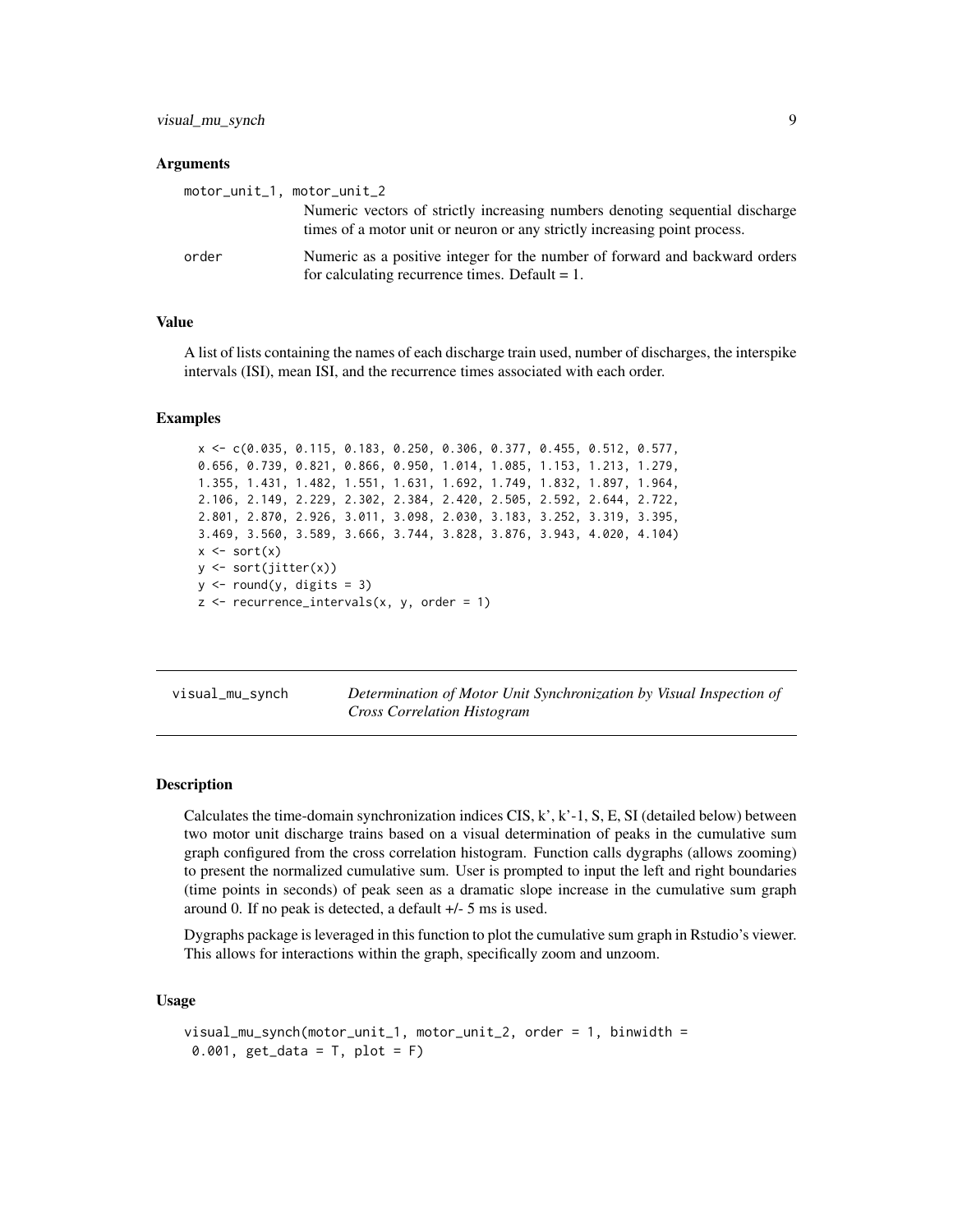### Arguments

motor_unit_1, motor_unit_2
: Numeric vectors of strictly increasing numbers denoting sequential discharge times of a motor unit or neuron or any strictly increasing point process.

order
: Numeric as a positive integer for the number of forward and backward orders for calculating recurrence times. Default = 1.

### Value

A list of lists containing the names of each discharge train used, number of discharges, the interspike intervals (ISI), mean ISI, and the recurrence times associated with each order.

### Examples

```
x <- c(0.035, 0.115, 0.183, 0.250, 0.306, 0.377, 0.455, 0.512, 0.577,
0.656, 0.739, 0.821, 0.866, 0.950, 1.014, 1.085, 1.153, 1.213, 1.279,
1.355, 1.431, 1.482, 1.551, 1.631, 1.692, 1.749, 1.832, 1.897, 1.964,
2.106, 2.149, 2.229, 2.302, 2.384, 2.420, 2.505, 2.592, 2.644, 2.722,
2.801, 2.870, 2.926, 3.011, 3.098, 2.030, 3.183, 3.252, 3.319, 3.395,
3.469, 3.560, 3.589, 3.666, 3.744, 3.828, 3.876, 3.943, 4.020, 4.104)
x <- sort(x)
y <- sort(jitter(x))
y <- round(y, digits = 3)
z <- recurrence_intervals(x, y, order = 1)
```

---

## visual_mu_synch — *Determination of Motor Unit Synchronization by Visual Inspection of Cross Correlation Histogram*

### Description

Calculates the time-domain synchronization indices CIS, k', k'-1, S, E, SI (detailed below) between two motor unit discharge trains based on a visual determination of peaks in the cumulative sum graph configured from the cross correlation histogram. Function calls dygraphs (allows zooming) to present the normalized cumulative sum. User is prompted to input the left and right boundaries (time points in seconds) of peak seen as a dramatic slope increase in the cumulative sum graph around 0. If no peak is detected, a default +/- 5 ms is used.

Dygraphs package is leveraged in this function to plot the cumulative sum graph in Rstudio's viewer. This allows for interactions within the graph, specifically zoom and unzoom.

### Usage

```
visual_mu_synch(motor_unit_1, motor_unit_2, order = 1, binwidth =
 0.001, get_data = T, plot = F)
```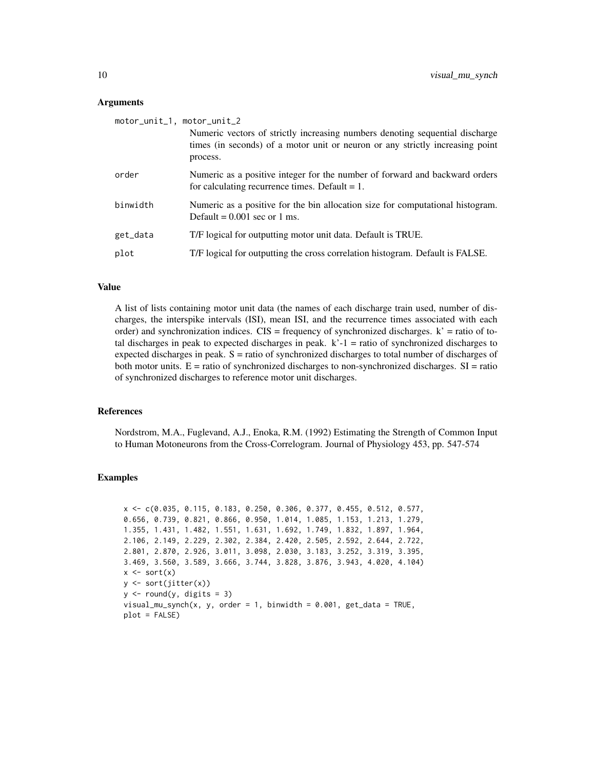## Arguments

| | |
|---|---|
| motor_unit_1, motor_unit_2 | Numeric vectors of strictly increasing numbers denoting sequential discharge times (in seconds) of a motor unit or neuron or any strictly increasing point process. |
| order | Numeric as a positive integer for the number of forward and backward orders for calculating recurrence times. Default = 1. |
| binwidth | Numeric as a positive for the bin allocation size for computational histogram. Default = 0.001 sec or 1 ms. |
| get_data | T/F logical for outputting motor unit data. Default is TRUE. |
| plot | T/F logical for outputting the cross correlation histogram. Default is FALSE. |

## Value

A list of lists containing motor unit data (the names of each discharge train used, number of discharges, the interspike intervals (ISI), mean ISI, and the recurrence times associated with each order) and synchronization indices. CIS = frequency of synchronized discharges. k' = ratio of total discharges in peak to expected discharges in peak. k'-1 = ratio of synchronized discharges to expected discharges in peak. S = ratio of synchronized discharges to total number of discharges of both motor units. E = ratio of synchronized discharges to non-synchronized discharges. SI = ratio of synchronized discharges to reference motor unit discharges.

## References

Nordstrom, M.A., Fuglevand, A.J., Enoka, R.M. (1992) Estimating the Strength of Common Input to Human Motoneurons from the Cross-Correlogram. Journal of Physiology 453, pp. 547-574

## Examples

```
x <- c(0.035, 0.115, 0.183, 0.250, 0.306, 0.377, 0.455, 0.512, 0.577,
0.656, 0.739, 0.821, 0.866, 0.950, 1.014, 1.085, 1.153, 1.213, 1.279,
1.355, 1.431, 1.482, 1.551, 1.631, 1.692, 1.749, 1.832, 1.897, 1.964,
2.106, 2.149, 2.229, 2.302, 2.384, 2.420, 2.505, 2.592, 2.644, 2.722,
2.801, 2.870, 2.926, 3.011, 3.098, 2.030, 3.183, 3.252, 3.319, 3.395,
3.469, 3.560, 3.589, 3.666, 3.744, 3.828, 3.876, 3.943, 4.020, 4.104)
x <- sort(x)
y <- sort(jitter(x))
y <- round(y, digits = 3)
visual_mu_synch(x, y, order = 1, binwidth = 0.001, get_data = TRUE,
plot = FALSE)
```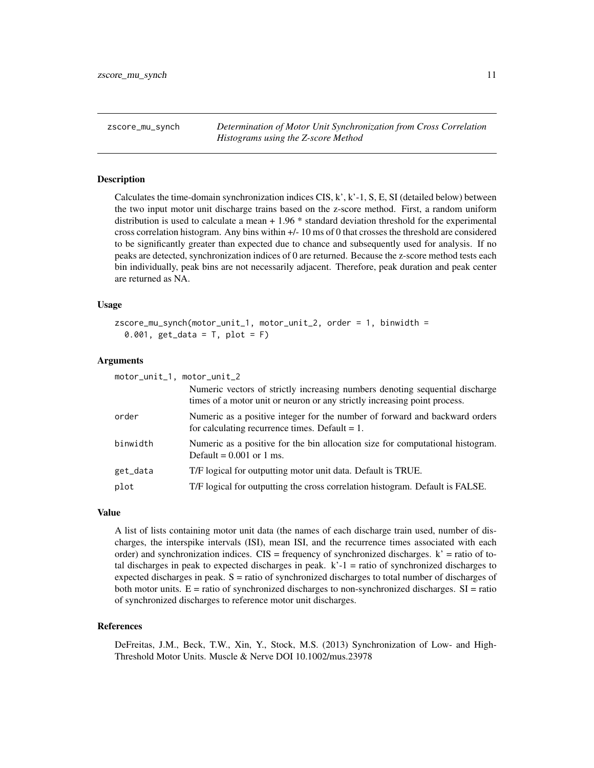# zscore_mu_synch — *Determination of Motor Unit Synchronization from Cross Correlation Histograms using the Z-score Method*

## Description

Calculates the time-domain synchronization indices CIS, k', k'-1, S, E, SI (detailed below) between the two input motor unit discharge trains based on the z-score method. First, a random uniform distribution is used to calculate a mean + 1.96 * standard deviation threshold for the experimental cross correlation histogram. Any bins within +/- 10 ms of 0 that crosses the threshold are considered to be significantly greater than expected due to chance and subsequently used for analysis. If no peaks are detected, synchronization indices of 0 are returned. Because the z-score method tests each bin individually, peak bins are not necessarily adjacent. Therefore, peak duration and peak center are returned as NA.

## Usage

```
zscore_mu_synch(motor_unit_1, motor_unit_2, order = 1, binwidth =
  0.001, get_data = T, plot = F)
```

## Arguments

| Argument | Description |
|---|---|
| `motor_unit_1, motor_unit_2` | Numeric vectors of strictly increasing numbers denoting sequential discharge times of a motor unit or neuron or any strictly increasing point process. |
| `order` | Numeric as a positive integer for the number of forward and backward orders for calculating recurrence times. Default = 1. |
| `binwidth` | Numeric as a positive for the bin allocation size for computational histogram. Default = 0.001 or 1 ms. |
| `get_data` | T/F logical for outputting motor unit data. Default is TRUE. |
| `plot` | T/F logical for outputting the cross correlation histogram. Default is FALSE. |

## Value

A list of lists containing motor unit data (the names of each discharge train used, number of discharges, the interspike intervals (ISI), mean ISI, and the recurrence times associated with each order) and synchronization indices. CIS = frequency of synchronized discharges. k' = ratio of total discharges in peak to expected discharges in peak. k'-1 = ratio of synchronized discharges to expected discharges in peak. S = ratio of synchronized discharges to total number of discharges of both motor units. E = ratio of synchronized discharges to non-synchronized discharges. SI = ratio of synchronized discharges to reference motor unit discharges.

## References

DeFreitas, J.M., Beck, T.W., Xin, Y., Stock, M.S. (2013) Synchronization of Low- and High-Threshold Motor Units. Muscle & Nerve DOI 10.1002/mus.23978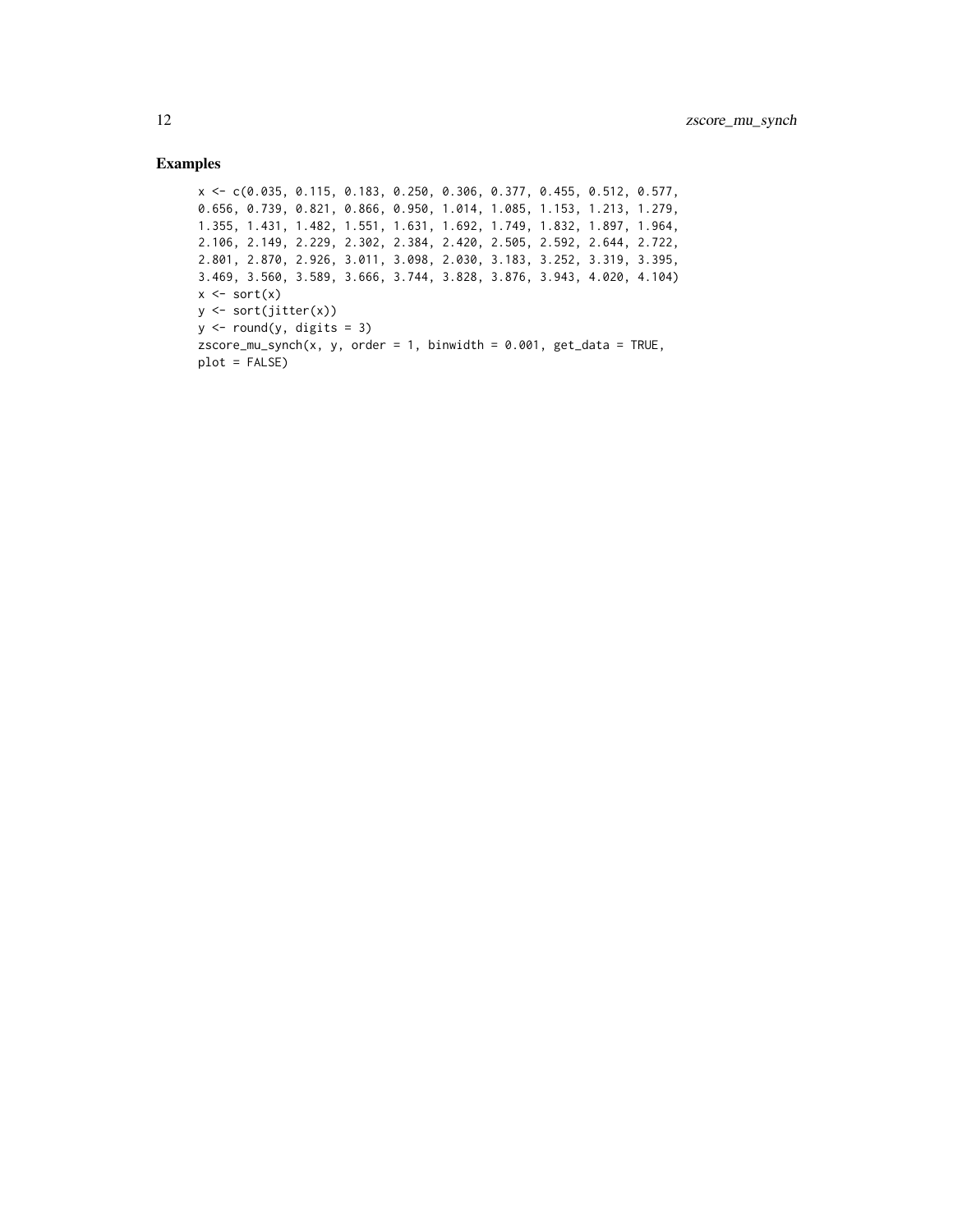## Examples

```
x <- c(0.035, 0.115, 0.183, 0.250, 0.306, 0.377, 0.455, 0.512, 0.577,
0.656, 0.739, 0.821, 0.866, 0.950, 1.014, 1.085, 1.153, 1.213, 1.279,
1.355, 1.431, 1.482, 1.551, 1.631, 1.692, 1.749, 1.832, 1.897, 1.964,
2.106, 2.149, 2.229, 2.302, 2.384, 2.420, 2.505, 2.592, 2.644, 2.722,
2.801, 2.870, 2.926, 3.011, 3.098, 2.030, 3.183, 3.252, 3.319, 3.395,
3.469, 3.560, 3.589, 3.666, 3.744, 3.828, 3.876, 3.943, 4.020, 4.104)
x <- sort(x)
y <- sort(jitter(x))
y <- round(y, digits = 3)
zscore_mu_synch(x, y, order = 1, binwidth = 0.001, get_data = TRUE,
plot = FALSE)
```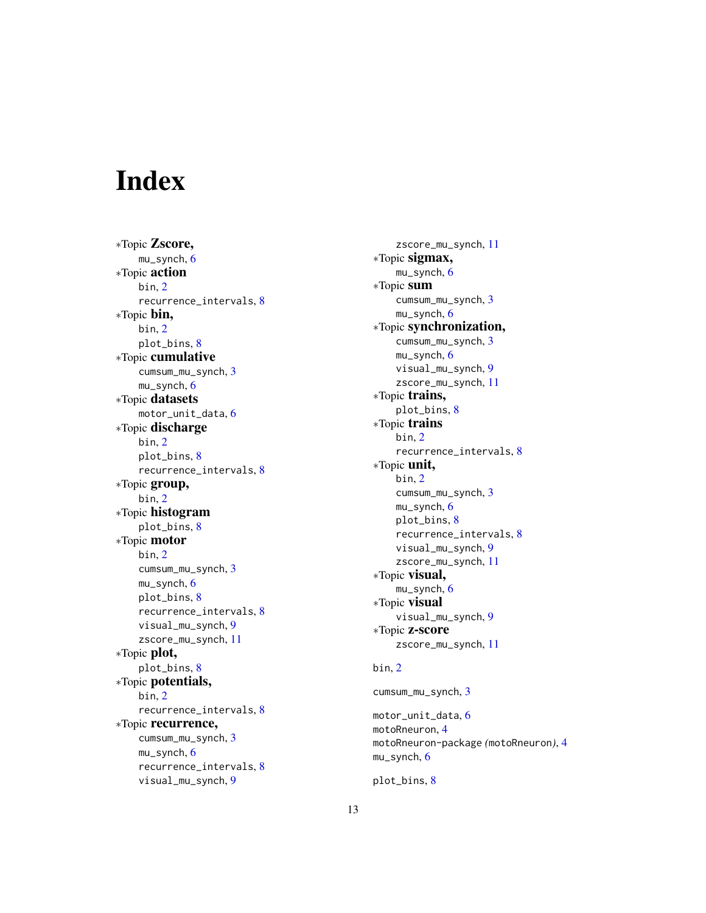# Index

*Topic **Zscore,**
  mu_synch, 6
*Topic **action**
  bin, 2
  recurrence_intervals, 8
*Topic **bin,**
  bin, 2
  plot_bins, 8
*Topic **cumulative**
  cumsum_mu_synch, 3
  mu_synch, 6
*Topic **datasets**
  motor_unit_data, 6
*Topic **discharge**
  bin, 2
  plot_bins, 8
  recurrence_intervals, 8
*Topic **group,**
  bin, 2
*Topic **histogram**
  plot_bins, 8
*Topic **motor**
  bin, 2
  cumsum_mu_synch, 3
  mu_synch, 6
  plot_bins, 8
  recurrence_intervals, 8
  visual_mu_synch, 9
  zscore_mu_synch, 11
*Topic **plot,**
  plot_bins, 8
*Topic **potentials,**
  bin, 2
  recurrence_intervals, 8
*Topic **recurrence,**
  cumsum_mu_synch, 3
  mu_synch, 6
  recurrence_intervals, 8
  visual_mu_synch, 9
  zscore_mu_synch, 11
*Topic **sigmax,**
  mu_synch, 6
*Topic **sum**
  cumsum_mu_synch, 3
  mu_synch, 6
*Topic **synchronization,**
  cumsum_mu_synch, 3
  mu_synch, 6
  visual_mu_synch, 9
  zscore_mu_synch, 11
*Topic **trains,**
  plot_bins, 8
*Topic **trains**
  bin, 2
  recurrence_intervals, 8
*Topic **unit,**
  bin, 2
  cumsum_mu_synch, 3
  mu_synch, 6
  plot_bins, 8
  recurrence_intervals, 8
  visual_mu_synch, 9
  zscore_mu_synch, 11
*Topic **visual,**
  mu_synch, 6
*Topic **visual**
  visual_mu_synch, 9
*Topic **z-score**
  zscore_mu_synch, 11

bin, 2

cumsum_mu_synch, 3

motor_unit_data, 6
motoRneuron, 4
motoRneuron-package *(motoRneuron)*, 4
mu_synch, 6

plot_bins, 8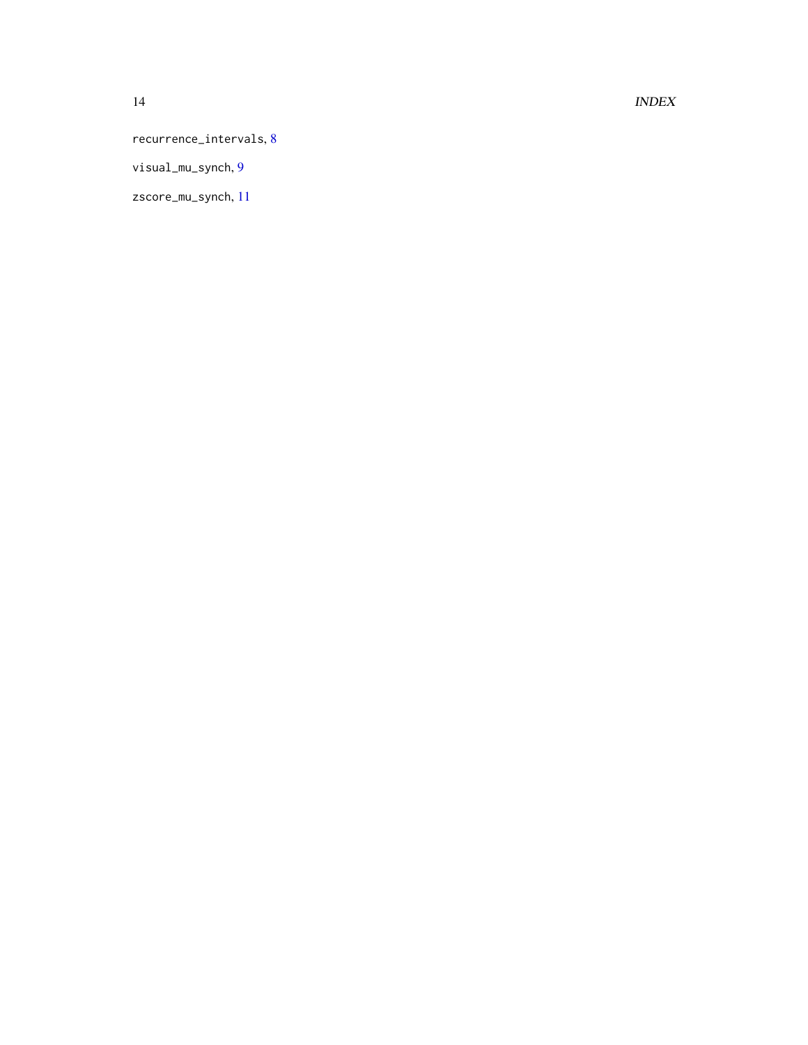recurrence_intervals, 8

visual_mu_synch, 9

zscore_mu_synch, 11